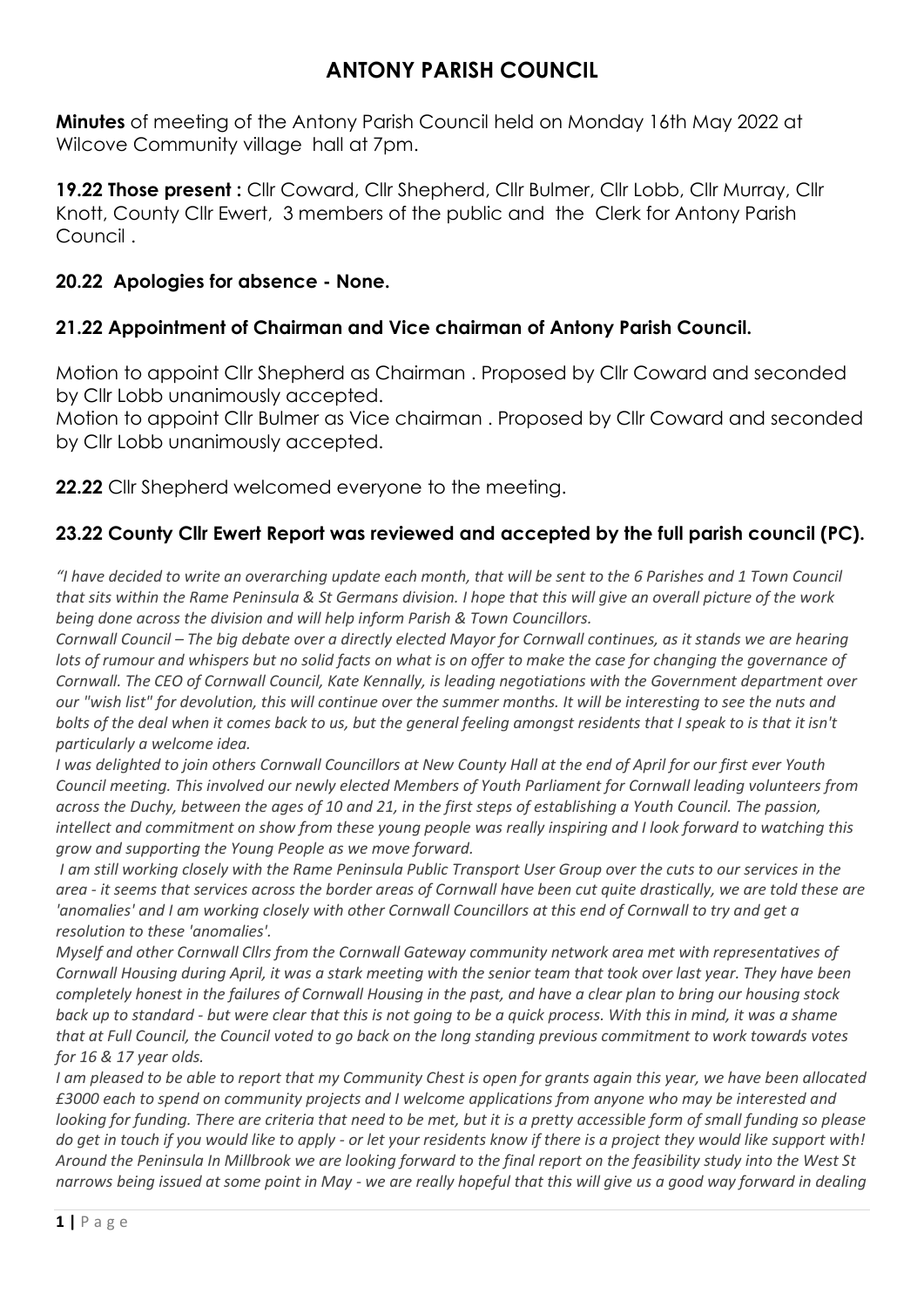# ANTONY PARISH COUNCIL

**Minutes** of meeting of the Antony Parish Council held on Monday 16th May 2022 at Wilcove Community village hall at 7pm.

**19.22 Those present :** Cllr Coward, Cllr Shepherd, Cllr Bulmer, Cllr Lobb, Cllr Murray, Cllr Knott, County Cllr Ewert, 3 members of the public and the Clerk for Antony Parish Council .

## 20.22 Apologies for absence - None.

## 21.22 Appointment of Chairman and Vice chairman of Antony Parish Council.

Motion to appoint Cllr Shepherd as Chairman . Proposed by Cllr Coward and seconded by Cllr Lobb unanimously accepted.
Motion to appoint Cllr Bulmer as Vice chairman . Proposed by Cllr Coward and seconded by Cllr Lobb unanimously accepted.

**22.22** Cllr Shepherd welcomed everyone to the meeting.

## 23.22 County Cllr Ewert Report was reviewed and accepted by the full parish council (PC).

*"I have decided to write an overarching update each month, that will be sent to the 6 Parishes and 1 Town Council that sits within the Rame Peninsula & St Germans division. I hope that this will give an overall picture of the work being done across the division and will help inform Parish & Town Councillors.*
*Cornwall Council – The big debate over a directly elected Mayor for Cornwall continues, as it stands we are hearing lots of rumour and whispers but no solid facts on what is on offer to make the case for changing the governance of Cornwall. The CEO of Cornwall Council, Kate Kennally, is leading negotiations with the Government department over our "wish list" for devolution, this will continue over the summer months. It will be interesting to see the nuts and bolts of the deal when it comes back to us, but the general feeling amongst residents that I speak to is that it isn't particularly a welcome idea.*
*I was delighted to join others Cornwall Councillors at New County Hall at the end of April for our first ever Youth Council meeting. This involved our newly elected Members of Youth Parliament for Cornwall leading volunteers from across the Duchy, between the ages of 10 and 21, in the first steps of establishing a Youth Council. The passion, intellect and commitment on show from these young people was really inspiring and I look forward to watching this grow and supporting the Young People as we move forward.*
*I am still working closely with the Rame Peninsula Public Transport User Group over the cuts to our services in the area - it seems that services across the border areas of Cornwall have been cut quite drastically, we are told these are 'anomalies' and I am working closely with other Cornwall Councillors at this end of Cornwall to try and get a resolution to these 'anomalies'.*
*Myself and other Cornwall Cllrs from the Cornwall Gateway community network area met with representatives of Cornwall Housing during April, it was a stark meeting with the senior team that took over last year. They have been completely honest in the failures of Cornwall Housing in the past, and have a clear plan to bring our housing stock back up to standard - but were clear that this is not going to be a quick process. With this in mind, it was a shame that at Full Council, the Council voted to go back on the long standing previous commitment to work towards votes for 16 & 17 year olds.*
*I am pleased to be able to report that my Community Chest is open for grants again this year, we have been allocated £3000 each to spend on community projects and I welcome applications from anyone who may be interested and looking for funding. There are criteria that need to be met, but it is a pretty accessible form of small funding so please do get in touch if you would like to apply - or let your residents know if there is a project they would like support with! Around the Peninsula In Millbrook we are looking forward to the final report on the feasibility study into the West St narrows being issued at some point in May - we are really hopeful that this will give us a good way forward in dealing*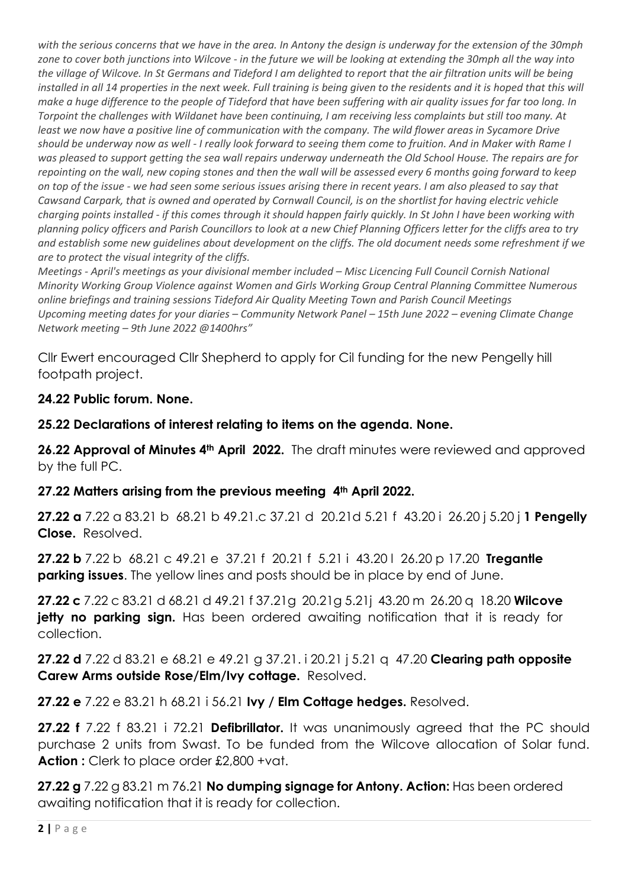*with the serious concerns that we have in the area. In Antony the design is underway for the extension of the 30mph zone to cover both junctions into Wilcove - in the future we will be looking at extending the 30mph all the way into the village of Wilcove. In St Germans and Tideford I am delighted to report that the air filtration units will be being installed in all 14 properties in the next week. Full training is being given to the residents and it is hoped that this will make a huge difference to the people of Tideford that have been suffering with air quality issues for far too long. In Torpoint the challenges with Wildanet have been continuing, I am receiving less complaints but still too many. At least we now have a positive line of communication with the company. The wild flower areas in Sycamore Drive should be underway now as well - I really look forward to seeing them come to fruition. And in Maker with Rame I was pleased to support getting the sea wall repairs underway underneath the Old School House. The repairs are for repointing on the wall, new coping stones and then the wall will be assessed every 6 months going forward to keep on top of the issue - we had seen some serious issues arising there in recent years. I am also pleased to say that Cawsand Carpark, that is owned and operated by Cornwall Council, is on the shortlist for having electric vehicle charging points installed - if this comes through it should happen fairly quickly. In St John I have been working with planning policy officers and Parish Councillors to look at a new Chief Planning Officers letter for the cliffs area to try and establish some new guidelines about development on the cliffs. The old document needs some refreshment if we are to protect the visual integrity of the cliffs.*

*Meetings - April's meetings as your divisional member included – Misc Licencing Full Council Cornish National Minority Working Group Violence against Women and Girls Working Group Central Planning Committee Numerous online briefings and training sessions Tideford Air Quality Meeting Town and Parish Council Meetings Upcoming meeting dates for your diaries – Community Network Panel – 15th June 2022 – evening Climate Change Network meeting – 9th June 2022 @1400hrs"*

Cllr Ewert encouraged Cllr Shepherd to apply for Cil funding for the new Pengelly hill footpath project.

**24.22 Public forum. None.**

**25.22 Declarations of interest relating to items on the agenda. None.**

**26.22 Approval of Minutes 4th April 2022.** The draft minutes were reviewed and approved by the full PC.

**27.22 Matters arising from the previous meeting 4th April 2022.**

**27.22 a** 7.22 a 83.21 b 68.21 b 49.21.c 37.21 d 20.21d 5.21 f 43.20 i 26.20 j 5.20 j **1 Pengelly Close.** Resolved.

**27.22 b** 7.22 b 68.21 c 49.21 e 37.21 f 20.21 f 5.21 i 43.20 l 26.20 p 17.20 **Tregantle parking issues**. The yellow lines and posts should be in place by end of June.

**27.22 c** 7.22 c 83.21 d 68.21 d 49.21 f 37.21g 20.21g 5.21j 43.20 m 26.20 q 18.20 **Wilcove jetty no parking sign.** Has been ordered awaiting notification that it is ready for collection.

**27.22 d** 7.22 d 83.21 e 68.21 e 49.21 g 37.21. i 20.21 j 5.21 q 47.20 **Clearing path opposite Carew Arms outside Rose/Elm/Ivy cottage.** Resolved.

**27.22 e** 7.22 e 83.21 h 68.21 i 56.21 **Ivy / Elm Cottage hedges.** Resolved.

**27.22 f** 7.22 f 83.21 i 72.21 **Defibrillator.** It was unanimously agreed that the PC should purchase 2 units from Swast. To be funded from the Wilcove allocation of Solar fund. **Action :** Clerk to place order £2,800 +vat.

**27.22 g** 7.22 g 83.21 m 76.21 **No dumping signage for Antony. Action:** Has been ordered awaiting notification that it is ready for collection.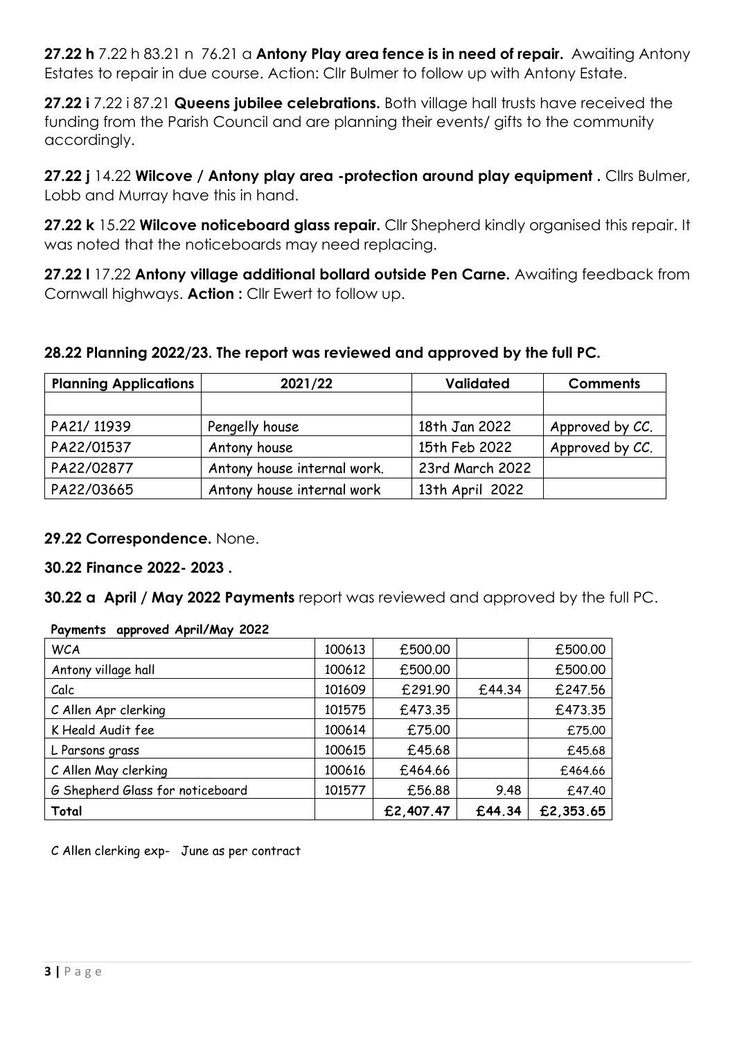**27.22 h** 7.22 h 83.21 n 76.21 a **Antony Play area fence is in need of repair.** Awaiting Antony Estates to repair in due course. Action: Cllr Bulmer to follow up with Antony Estate.

**27.22 i** 7.22 i 87.21 **Queens jubilee celebrations.** Both village hall trusts have received the funding from the Parish Council and are planning their events/ gifts to the community accordingly.

**27.22 j** 14.22 **Wilcove / Antony play area -protection around play equipment .** Cllrs Bulmer, Lobb and Murray have this in hand.

**27.22 k** 15.22 **Wilcove noticeboard glass repair.** Cllr Shepherd kindly organised this repair. It was noted that the noticeboards may need replacing.

**27.22 l** 17.22 **Antony village additional bollard outside Pen Carne.** Awaiting feedback from Cornwall highways. **Action :** Cllr Ewert to follow up.

**28.22 Planning 2022/23. The report was reviewed and approved by the full PC.**

| Planning Applications | 2021/22 | Validated | Comments |
|---|---|---|---|
| | | | |
| PA21/ 11939 | Pengelly house | 18th Jan 2022 | Approved by CC. |
| PA22/01537 | Antony house | 15th Feb 2022 | Approved by CC. |
| PA22/02877 | Antony house internal work. | 23rd March 2022 | |
| PA22/03665 | Antony house internal work | 13th April 2022 | |

**29.22 Correspondence.** None.

**30.22 Finance 2022- 2023 .**

**30.22 a April / May 2022 Payments** report was reviewed and approved by the full PC.

**Payments approved April/May 2022**

| | | | | |
|---|---|---|---|---|
| WCA | 100613 | £500.00 | | £500.00 |
| Antony village hall | 100612 | £500.00 | | £500.00 |
| Calc | 101609 | £291.90 | £44.34 | £247.56 |
| C Allen Apr clerking | 101575 | £473.35 | | £473.35 |
| K Heald Audit fee | 100614 | £75.00 | | £75.00 |
| L Parsons grass | 100615 | £45.68 | | £45.68 |
| C Allen May clerking | 100616 | £464.66 | | £464.66 |
| G Shepherd Glass for noticeboard | 101577 | £56.88 | 9.48 | £47.40 |
| **Total** | | **£2,407.47** | **£44.34** | **£2,353.65** |

C Allen clerking exp- June as per contract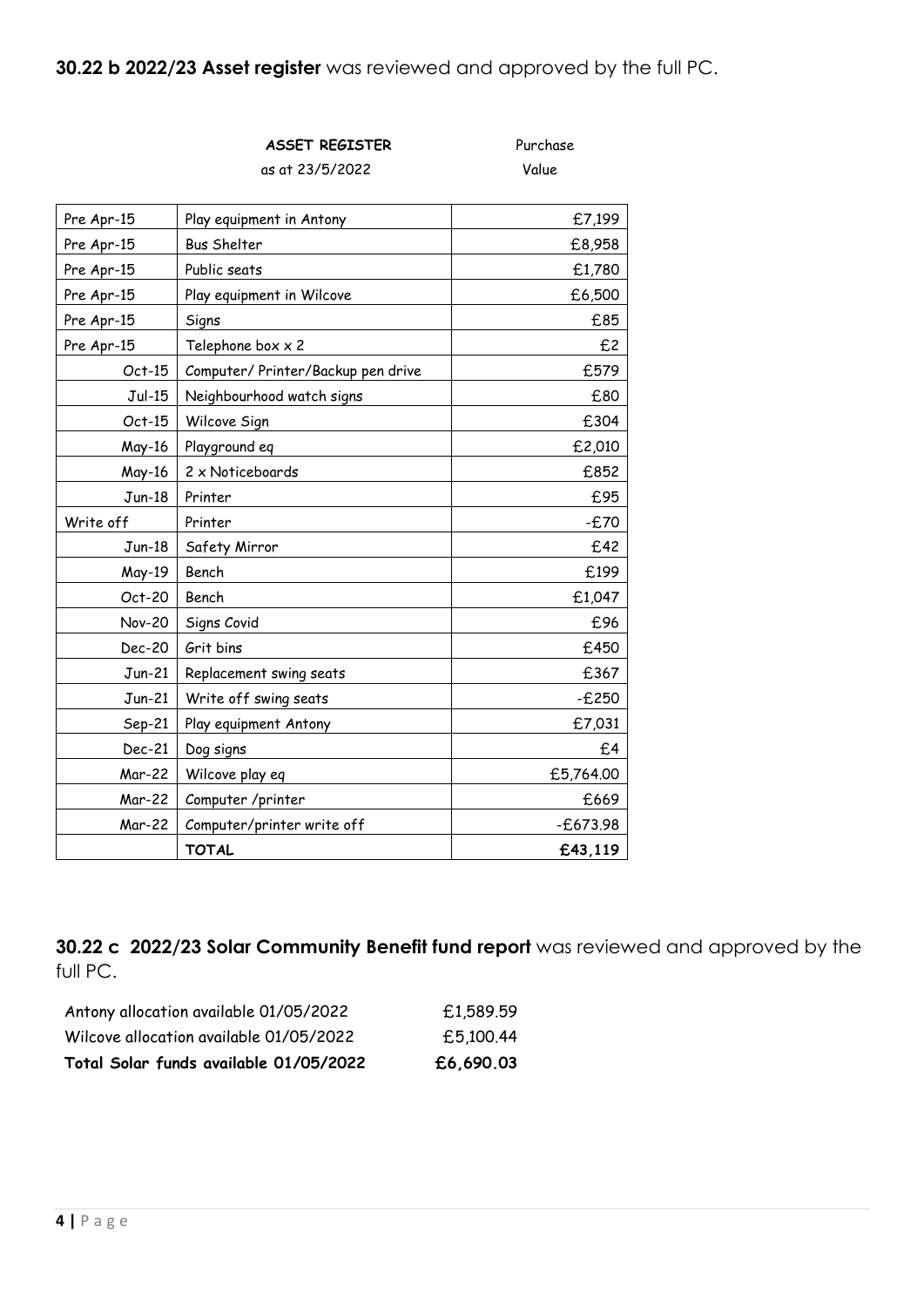**30.22 b 2022/23 Asset register** was reviewed and approved by the full PC.

| | **ASSET REGISTER**<br>as at 23/5/2022 | Purchase<br>Value |
|---|---|---|
| Pre Apr-15 | Play equipment in Antony | £7,199 |
| Pre Apr-15 | Bus Shelter | £8,958 |
| Pre Apr-15 | Public seats | £1,780 |
| Pre Apr-15 | Play equipment in Wilcove | £6,500 |
| Pre Apr-15 | Signs | £85 |
| Pre Apr-15 | Telephone box x 2 | £2 |
| Oct-15 | Computer/ Printer/Backup pen drive | £579 |
| Jul-15 | Neighbourhood watch signs | £80 |
| Oct-15 | Wilcove Sign | £304 |
| May-16 | Playground eq | £2,010 |
| May-16 | 2 x Noticeboards | £852 |
| Jun-18 | Printer | £95 |
| Write off | Printer | -£70 |
| Jun-18 | Safety Mirror | £42 |
| May-19 | Bench | £199 |
| Oct-20 | Bench | £1,047 |
| Nov-20 | Signs Covid | £96 |
| Dec-20 | Grit bins | £450 |
| Jun-21 | Replacement swing seats | £367 |
| Jun-21 | Write off swing seats | -£250 |
| Sep-21 | Play equipment Antony | £7,031 |
| Dec-21 | Dog signs | £4 |
| Mar-22 | Wilcove play eq | £5,764.00 |
| Mar-22 | Computer /printer | £669 |
| Mar-22 | Computer/printer write off | -£673.98 |
| | **TOTAL** | **£43,119** |

**30.22 c 2022/23 Solar Community Benefit fund report** was reviewed and approved by the full PC.

| | |
|---|---|
| Antony allocation available 01/05/2022 | £1,589.59 |
| Wilcove allocation available 01/05/2022 | £5,100.44 |
| **Total Solar funds available 01/05/2022** | **£6,690.03** |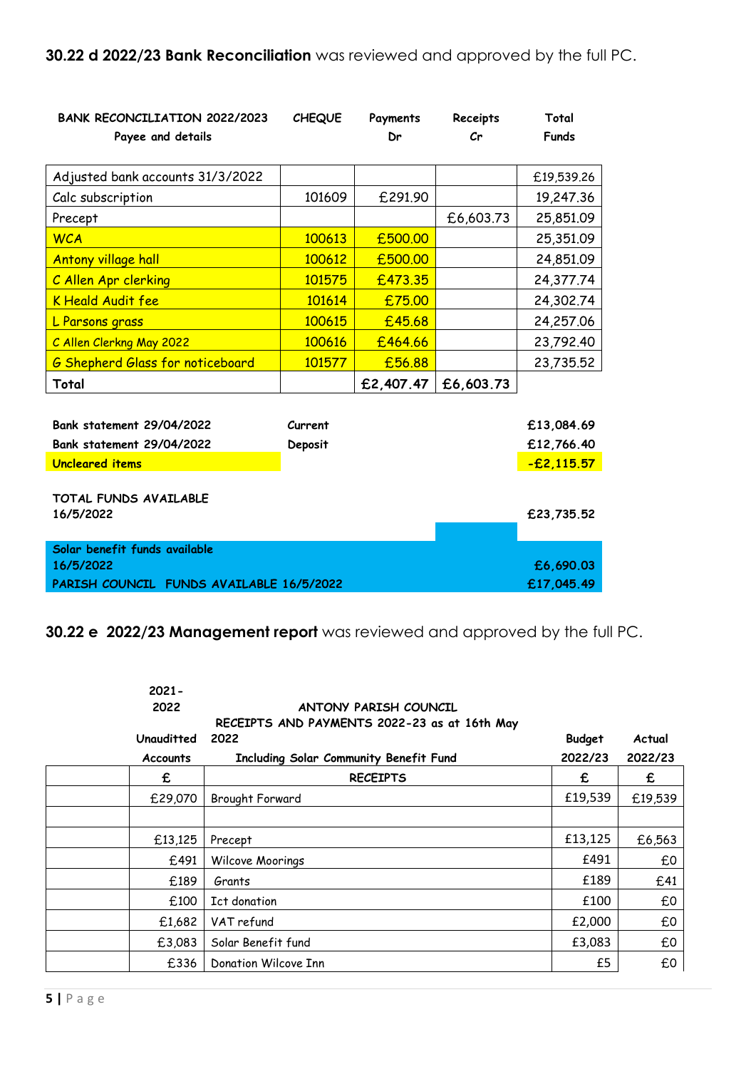**30.22 d 2022/23 Bank Reconciliation** was reviewed and approved by the full PC.

| BANK RECONCILIATION 2022/2023 Payee and details | CHEQUE | Payments Dr | Receipts Cr | Total Funds |
|---|---|---|---|---|
| Adjusted bank accounts 31/3/2022 | | | | £19,539.26 |
| Calc subscription | 101609 | £291.90 | | 19,247.36 |
| Precept | | | £6,603.73 | 25,851.09 |
| WCA | 100613 | £500.00 | | 25,351.09 |
| Antony village hall | 100612 | £500.00 | | 24,851.09 |
| C Allen Apr clerking | 101575 | £473.35 | | 24,377.74 |
| K Heald Audit fee | 101614 | £75.00 | | 24,302.74 |
| L Parsons grass | 100615 | £45.68 | | 24,257.06 |
| C Allen Clerkng May 2022 | 100616 | £464.66 | | 23,792.40 |
| G Shepherd Glass for noticeboard | 101577 | £56.88 | | 23,735.52 |
| Total | | £2,407.47 | £6,603.73 | |

| | | | |
|---|---|---|---|
| Bank statement 29/04/2022 | Current | | £13,084.69 |
| Bank statement 29/04/2022 | Deposit | | £12,766.40 |
| Uncleared items | | | -£2,115.57 |
| TOTAL FUNDS AVAILABLE 16/5/2022 | | | £23,735.52 |
| Solar benefit funds available 16/5/2022 | | | £6,690.03 |
| PARISH COUNCIL FUNDS AVAILABLE 16/5/2022 | | | £17,045.49 |

**30.22 e 2022/23 Management report** was reviewed and approved by the full PC.

ANTONY PARISH COUNCIL
RECEIPTS AND PAYMENTS 2022-23 as at 16th May 2022
Including Solar Community Benefit Fund

| | 2021-2022 Unaudited Accounts | | Budget 2022/23 | Actual 2022/23 |
|---|---|---|---|---|
| | £ | RECEIPTS | £ | £ |
| | £29,070 | Brought Forward | £19,539 | £19,539 |
| | | | | |
| | £13,125 | Precept | £13,125 | £6,563 |
| | £491 | Wilcove Moorings | £491 | £0 |
| | £189 | Grants | £189 | £41 |
| | £100 | Ict donation | £100 | £0 |
| | £1,682 | VAT refund | £2,000 | £0 |
| | £3,083 | Solar Benefit fund | £3,083 | £0 |
| | £336 | Donation Wilcove Inn | £5 | £0 |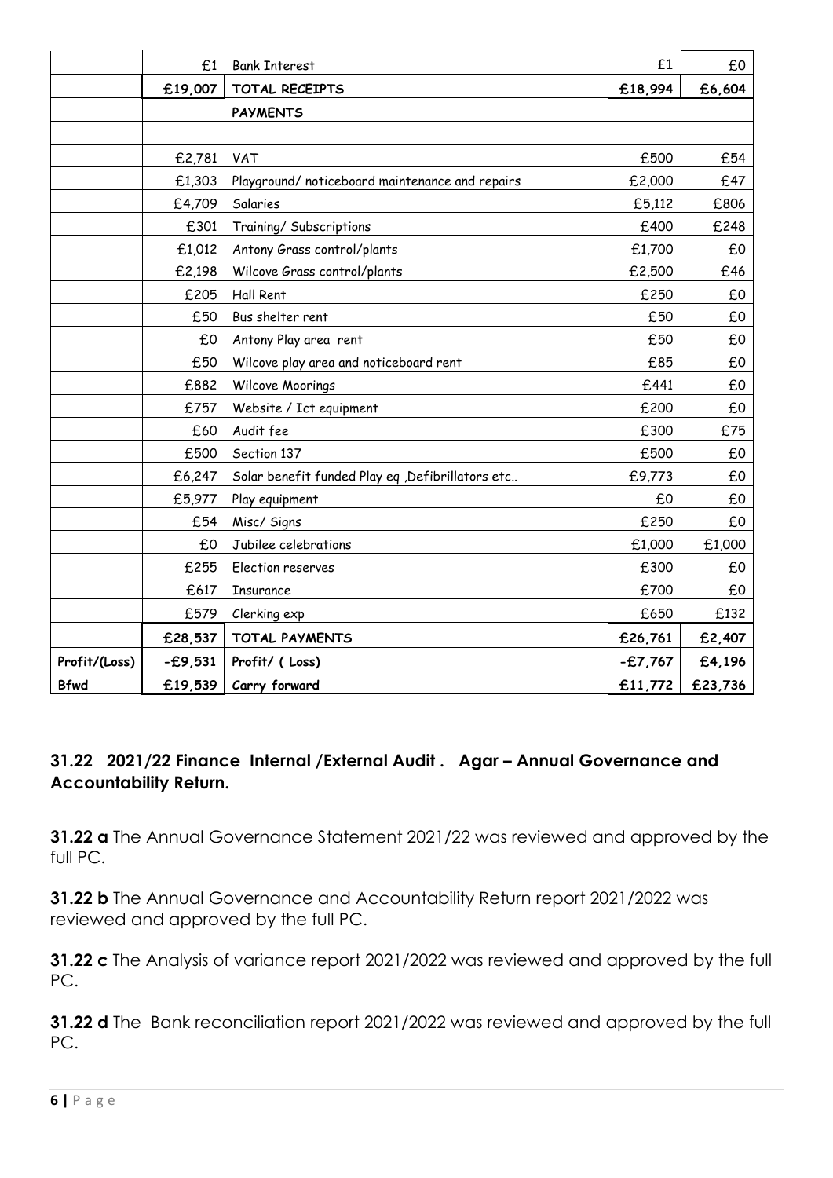| | | | | |
|---|---|---|---|---|
| | £1 | Bank Interest | £1 | £0 |
| | **£19,007** | **TOTAL RECEIPTS** | **£18,994** | **£6,604** |
| | | **PAYMENTS** | | |
| | | | | |
| | £2,781 | VAT | £500 | £54 |
| | £1,303 | Playground/ noticeboard maintenance and repairs | £2,000 | £47 |
| | £4,709 | Salaries | £5,112 | £806 |
| | £301 | Training/ Subscriptions | £400 | £248 |
| | £1,012 | Antony Grass control/plants | £1,700 | £0 |
| | £2,198 | Wilcove Grass control/plants | £2,500 | £46 |
| | £205 | Hall Rent | £250 | £0 |
| | £50 | Bus shelter rent | £50 | £0 |
| | £0 | Antony Play area rent | £50 | £0 |
| | £50 | Wilcove play area and noticeboard rent | £85 | £0 |
| | £882 | Wilcove Moorings | £441 | £0 |
| | £757 | Website / Ict equipment | £200 | £0 |
| | £60 | Audit fee | £300 | £75 |
| | £500 | Section 137 | £500 | £0 |
| | £6,247 | Solar benefit funded Play eq ,Defibrillators etc.. | £9,773 | £0 |
| | £5,977 | Play equipment | £0 | £0 |
| | £54 | Misc/ Signs | £250 | £0 |
| | £0 | Jubilee celebrations | £1,000 | £1,000 |
| | £255 | Election reserves | £300 | £0 |
| | £617 | Insurance | £700 | £0 |
| | £579 | Clerking exp | £650 | £132 |
| | **£28,537** | **TOTAL PAYMENTS** | **£26,761** | **£2,407** |
| **Profit/(Loss)** | **-£9,531** | **Profit/ ( Loss)** | **-£7,767** | **£4,196** |
| **Bfwd** | **£19,539** | **Carry forward** | **£11,772** | **£23,736** |

### 31.22 2021/22 Finance Internal /External Audit . Agar – Annual Governance and Accountability Return.

**31.22 a** The Annual Governance Statement 2021/22 was reviewed and approved by the full PC.

**31.22 b** The Annual Governance and Accountability Return report 2021/2022 was reviewed and approved by the full PC.

**31.22 c** The Analysis of variance report 2021/2022 was reviewed and approved by the full PC.

**31.22 d** The Bank reconciliation report 2021/2022 was reviewed and approved by the full PC.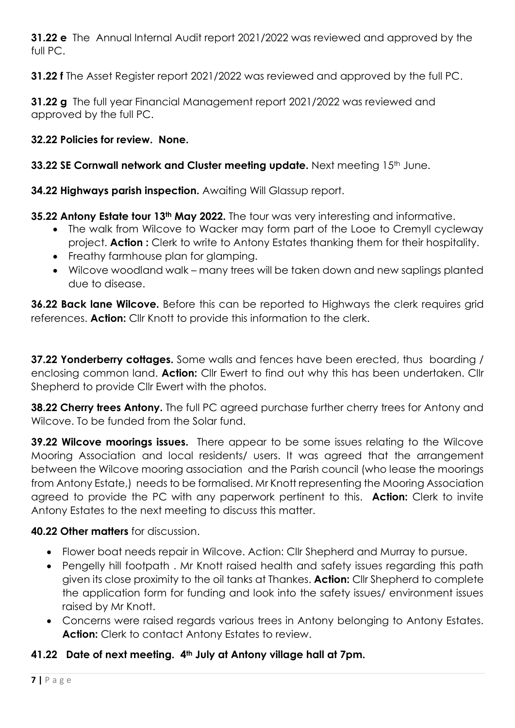**31.22 e** The Annual Internal Audit report 2021/2022 was reviewed and approved by the full PC.

**31.22 f** The Asset Register report 2021/2022 was reviewed and approved by the full PC.

**31.22 g** The full year Financial Management report 2021/2022 was reviewed and approved by the full PC.

**32.22 Policies for review. None.**

**33.22 SE Cornwall network and Cluster meeting update.** Next meeting 15th June.

**34.22 Highways parish inspection.** Awaiting Will Glassup report.

**35.22 Antony Estate tour 13th May 2022.** The tour was very interesting and informative.

- The walk from Wilcove to Wacker may form part of the Looe to Cremyll cycleway project. **Action :** Clerk to write to Antony Estates thanking them for their hospitality.
- Freathy farmhouse plan for glamping.
- Wilcove woodland walk – many trees will be taken down and new saplings planted due to disease.

**36.22 Back lane Wilcove.** Before this can be reported to Highways the clerk requires grid references. **Action:** Cllr Knott to provide this information to the clerk.

**37.22 Yonderberry cottages.** Some walls and fences have been erected, thus boarding / enclosing common land. **Action:** Cllr Ewert to find out why this has been undertaken. Cllr Shepherd to provide Cllr Ewert with the photos.

**38.22 Cherry trees Antony.** The full PC agreed purchase further cherry trees for Antony and Wilcove. To be funded from the Solar fund.

**39.22 Wilcove moorings issues.** There appear to be some issues relating to the Wilcove Mooring Association and local residents/ users. It was agreed that the arrangement between the Wilcove mooring association and the Parish council (who lease the moorings from Antony Estate,) needs to be formalised. Mr Knott representing the Mooring Association agreed to provide the PC with any paperwork pertinent to this. **Action:** Clerk to invite Antony Estates to the next meeting to discuss this matter.

**40.22 Other matters** for discussion.

- Flower boat needs repair in Wilcove. Action: Cllr Shepherd and Murray to pursue.
- Pengelly hill footpath . Mr Knott raised health and safety issues regarding this path given its close proximity to the oil tanks at Thankes. **Action:** Cllr Shepherd to complete the application form for funding and look into the safety issues/ environment issues raised by Mr Knott.
- Concerns were raised regards various trees in Antony belonging to Antony Estates. **Action:** Clerk to contact Antony Estates to review.

**41.22 Date of next meeting. 4th July at Antony village hall at 7pm.**